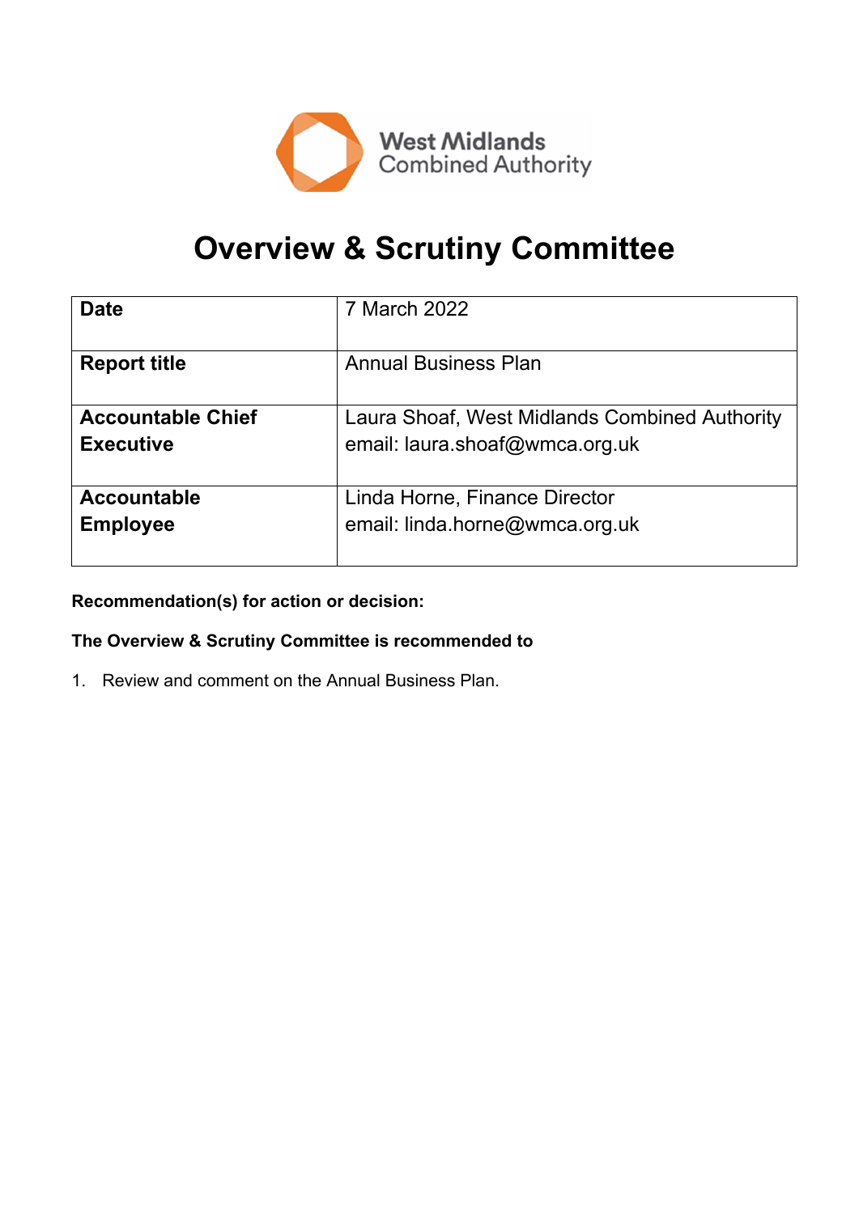West Midlands Combined Authority

# Overview & Scrutiny Committee

| **Date** | 7 March 2022 |
|---|---|
| **Report title** | Annual Business Plan |
| **Accountable Chief Executive** | Laura Shoaf, West Midlands Combined Authority<br>email: laura.shoaf@wmca.org.uk |
| **Accountable Employee** | Linda Horne, Finance Director<br>email: linda.horne@wmca.org.uk |

**Recommendation(s) for action or decision:**

**The Overview & Scrutiny Committee is recommended to**

1. Review and comment on the Annual Business Plan.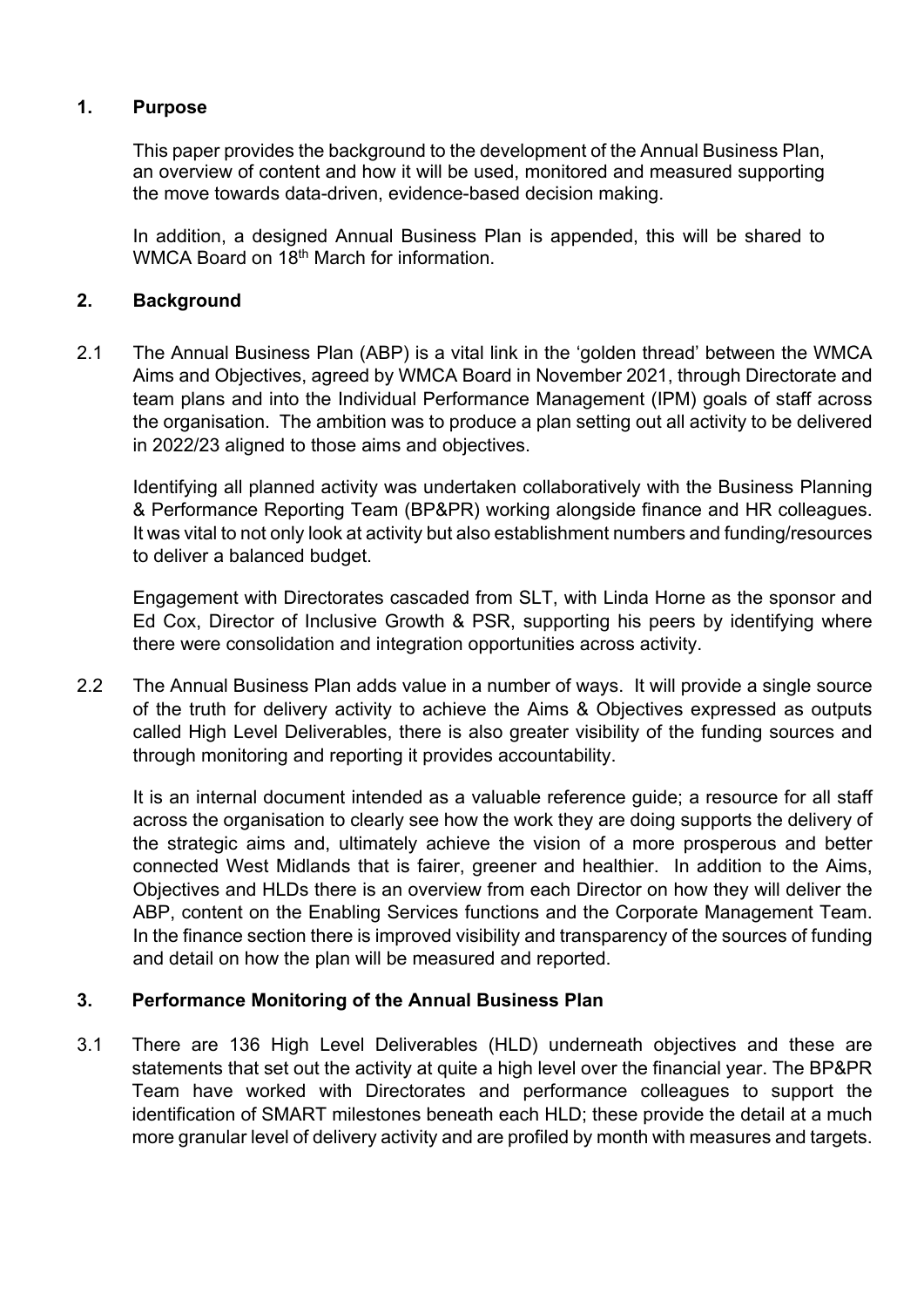## 1. Purpose

This paper provides the background to the development of the Annual Business Plan, an overview of content and how it will be used, monitored and measured supporting the move towards data-driven, evidence-based decision making.

In addition, a designed Annual Business Plan is appended, this will be shared to WMCA Board on 18th March for information.

## 2. Background

2.1 The Annual Business Plan (ABP) is a vital link in the 'golden thread' between the WMCA Aims and Objectives, agreed by WMCA Board in November 2021, through Directorate and team plans and into the Individual Performance Management (IPM) goals of staff across the organisation. The ambition was to produce a plan setting out all activity to be delivered in 2022/23 aligned to those aims and objectives.

Identifying all planned activity was undertaken collaboratively with the Business Planning & Performance Reporting Team (BP&PR) working alongside finance and HR colleagues. It was vital to not only look at activity but also establishment numbers and funding/resources to deliver a balanced budget.

Engagement with Directorates cascaded from SLT, with Linda Horne as the sponsor and Ed Cox, Director of Inclusive Growth & PSR, supporting his peers by identifying where there were consolidation and integration opportunities across activity.

2.2 The Annual Business Plan adds value in a number of ways. It will provide a single source of the truth for delivery activity to achieve the Aims & Objectives expressed as outputs called High Level Deliverables, there is also greater visibility of the funding sources and through monitoring and reporting it provides accountability.

It is an internal document intended as a valuable reference guide; a resource for all staff across the organisation to clearly see how the work they are doing supports the delivery of the strategic aims and, ultimately achieve the vision of a more prosperous and better connected West Midlands that is fairer, greener and healthier. In addition to the Aims, Objectives and HLDs there is an overview from each Director on how they will deliver the ABP, content on the Enabling Services functions and the Corporate Management Team. In the finance section there is improved visibility and transparency of the sources of funding and detail on how the plan will be measured and reported.

## 3. Performance Monitoring of the Annual Business Plan

3.1 There are 136 High Level Deliverables (HLD) underneath objectives and these are statements that set out the activity at quite a high level over the financial year. The BP&PR Team have worked with Directorates and performance colleagues to support the identification of SMART milestones beneath each HLD; these provide the detail at a much more granular level of delivery activity and are profiled by month with measures and targets.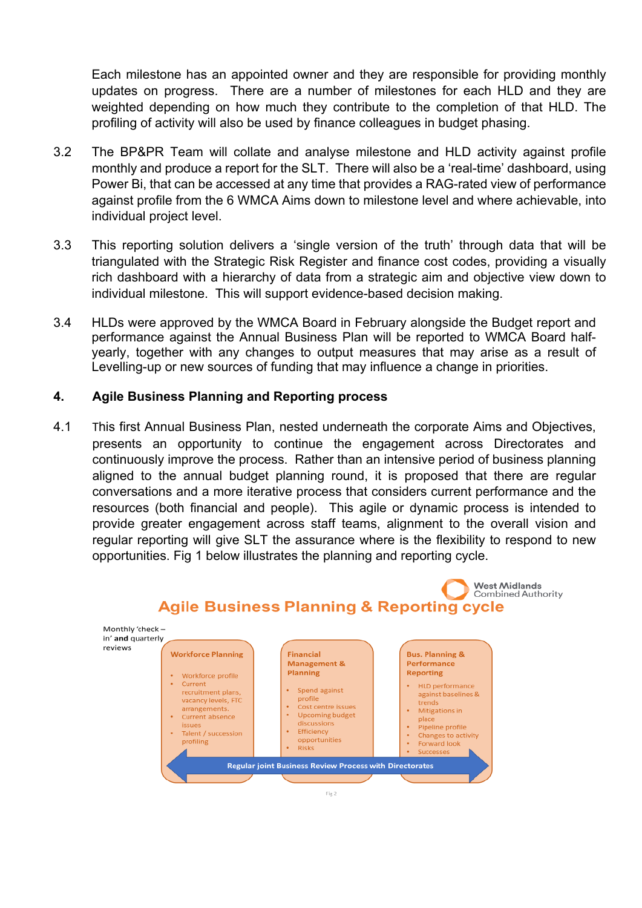Each milestone has an appointed owner and they are responsible for providing monthly updates on progress. There are a number of milestones for each HLD and they are weighted depending on how much they contribute to the completion of that HLD. The profiling of activity will also be used by finance colleagues in budget phasing.

3.2 The BP&PR Team will collate and analyse milestone and HLD activity against profile monthly and produce a report for the SLT. There will also be a 'real-time' dashboard, using Power Bi, that can be accessed at any time that provides a RAG-rated view of performance against profile from the 6 WMCA Aims down to milestone level and where achievable, into individual project level.

3.3 This reporting solution delivers a 'single version of the truth' through data that will be triangulated with the Strategic Risk Register and finance cost codes, providing a visually rich dashboard with a hierarchy of data from a strategic aim and objective view down to individual milestone. This will support evidence-based decision making.

3.4 HLDs were approved by the WMCA Board in February alongside the Budget report and performance against the Annual Business Plan will be reported to WMCA Board half-yearly, together with any changes to output measures that may arise as a result of Levelling-up or new sources of funding that may influence a change in priorities.

## 4. Agile Business Planning and Reporting process

4.1 This first Annual Business Plan, nested underneath the corporate Aims and Objectives, presents an opportunity to continue the engagement across Directorates and continuously improve the process. Rather than an intensive period of business planning aligned to the annual budget planning round, it is proposed that there are regular conversations and a more iterative process that considers current performance and the resources (both financial and people). This agile or dynamic process is intended to provide greater engagement across staff teams, alignment to the overall vision and regular reporting will give SLT the assurance where is the flexibility to respond to new opportunities. Fig 1 below illustrates the planning and reporting cycle.

West Midlands Combined Authority

**Agile Business Planning & Reporting cycle**

Monthly 'check – in' **and** quarterly reviews

**Workforce Planning**
- Workforce profile
- Current recruitment plans, vacancy levels, FTC arrangements.
- Current absence issues
- Talent / succession profiling

**Financial Management & Planning**
- Spend against profile
- Cost centre issues
- Upcoming budget discussions
- Efficiency opportunities
- Risks

**Bus. Planning & Performance Reporting**
- HLD performance against baselines & trends
- Mitigations in place
- Pipeline profile
- Changes to activity
- Forward look
- Successes

**Regular joint Business Review Process with Directorates**

Fig 2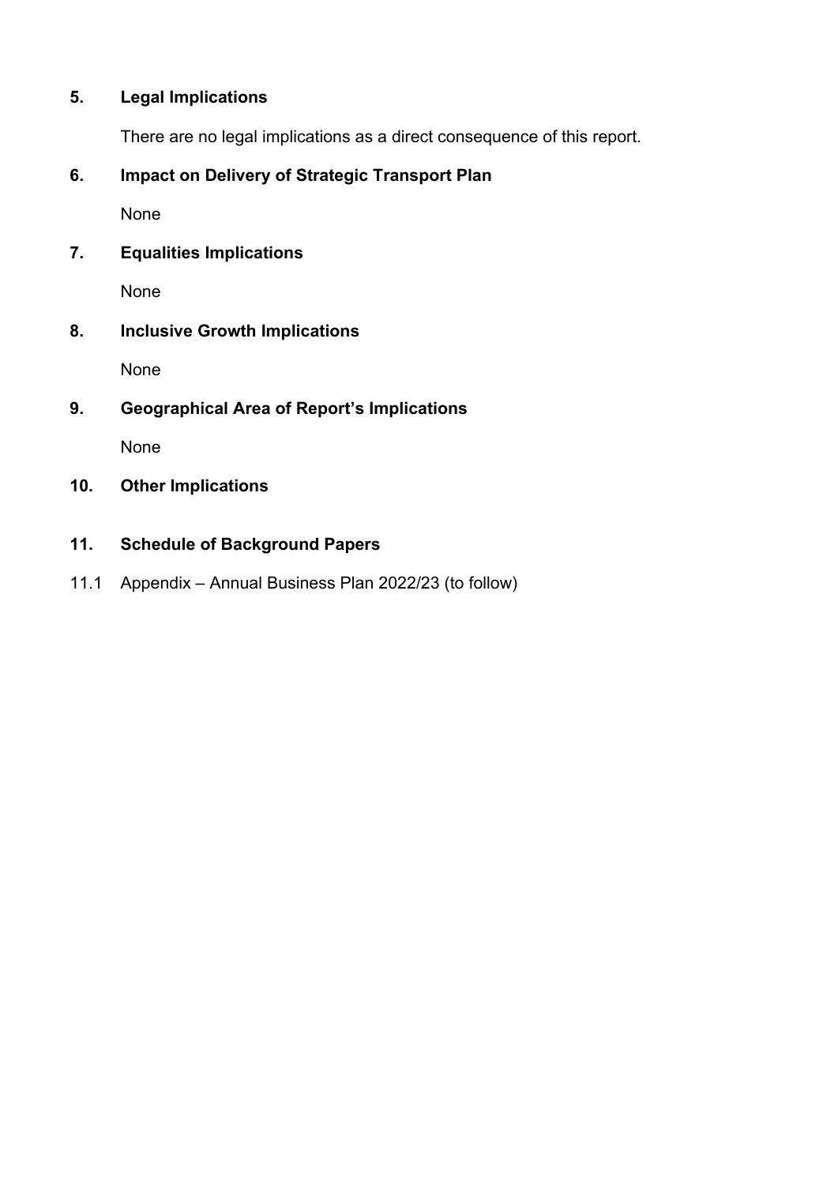## 5. Legal Implications

There are no legal implications as a direct consequence of this report.

## 6. Impact on Delivery of Strategic Transport Plan

None

## 7. Equalities Implications

None

## 8. Inclusive Growth Implications

None

## 9. Geographical Area of Report's Implications

None

## 10. Other Implications

## 11. Schedule of Background Papers

11.1 Appendix – Annual Business Plan 2022/23 (to follow)